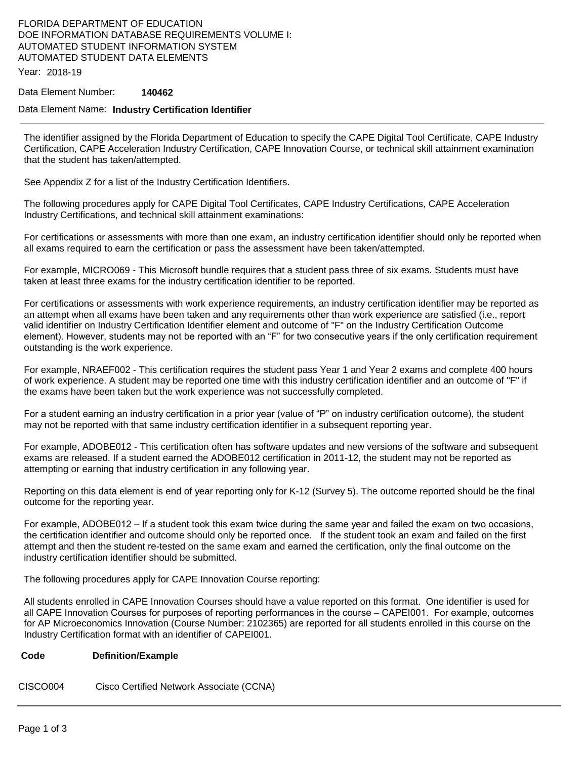FLORIDA DEPARTMENT OF EDUCATION
DOE INFORMATION DATABASE REQUIREMENTS VOLUME I:
AUTOMATED STUDENT INFORMATION SYSTEM
AUTOMATED STUDENT DATA ELEMENTS

Year: 2018-19

Data Element Number: **140462**

Data Element Name: **Industry Certification Identifier**

---

The identifier assigned by the Florida Department of Education to specify the CAPE Digital Tool Certificate, CAPE Industry Certification, CAPE Acceleration Industry Certification, CAPE Innovation Course, or technical skill attainment examination that the student has taken/attempted.

See Appendix Z for a list of the Industry Certification Identifiers.

The following procedures apply for CAPE Digital Tool Certificates, CAPE Industry Certifications, CAPE Acceleration Industry Certifications, and technical skill attainment examinations:

For certifications or assessments with more than one exam, an industry certification identifier should only be reported when all exams required to earn the certification or pass the assessment have been taken/attempted.

For example, MICRO069 - This Microsoft bundle requires that a student pass three of six exams. Students must have taken at least three exams for the industry certification identifier to be reported.

For certifications or assessments with work experience requirements, an industry certification identifier may be reported as an attempt when all exams have been taken and any requirements other than work experience are satisfied (i.e., report valid identifier on Industry Certification Identifier element and outcome of "F" on the Industry Certification Outcome element). However, students may not be reported with an "F" for two consecutive years if the only certification requirement outstanding is the work experience.

For example, NRAEF002 - This certification requires the student pass Year 1 and Year 2 exams and complete 400 hours of work experience. A student may be reported one time with this industry certification identifier and an outcome of "F" if the exams have been taken but the work experience was not successfully completed.

For a student earning an industry certification in a prior year (value of "P" on industry certification outcome), the student may not be reported with that same industry certification identifier in a subsequent reporting year.

For example, ADOBE012 - This certification often has software updates and new versions of the software and subsequent exams are released. If a student earned the ADOBE012 certification in 2011-12, the student may not be reported as attempting or earning that industry certification in any following year.

Reporting on this data element is end of year reporting only for K-12 (Survey 5). The outcome reported should be the final outcome for the reporting year.

For example, ADOBE012 – If a student took this exam twice during the same year and failed the exam on two occasions, the certification identifier and outcome should only be reported once. If the student took an exam and failed on the first attempt and then the student re-tested on the same exam and earned the certification, only the final outcome on the industry certification identifier should be submitted.

The following procedures apply for CAPE Innovation Course reporting:

All students enrolled in CAPE Innovation Courses should have a value reported on this format. One identifier is used for all CAPE Innovation Courses for purposes of reporting performances in the course – CAPEI001. For example, outcomes for AP Microeconomics Innovation (Course Number: 2102365) are reported for all students enrolled in this course on the Industry Certification format with an identifier of CAPEI001.

| Code | Definition/Example |
|---|---|
| CISCO004 | Cisco Certified Network Associate (CCNA) |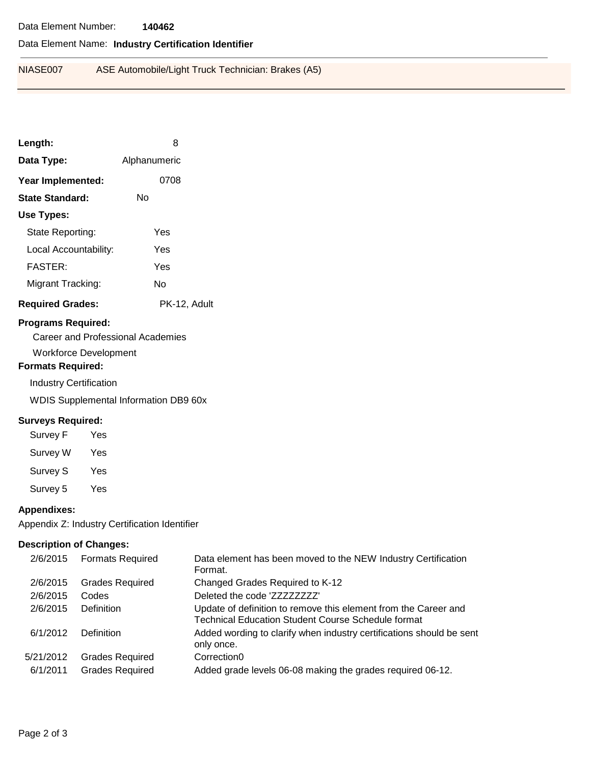Data Element Number: **140462**

Data Element Name: **Industry Certification Identifier**

| | |
|---|---|
| NIASE007 | ASE Automobile/Light Truck Technician: Brakes (A5) |

**Length:** 8

**Data Type:** Alphanumeric

**Year Implemented:** 0708

**State Standard:** No

**Use Types:**

- State Reporting: Yes
- Local Accountability: Yes
- FASTER: Yes
- Migrant Tracking: No

**Required Grades:** PK-12, Adult

**Programs Required:**

- Career and Professional Academies
- Workforce Development

**Formats Required:**

- Industry Certification
- WDIS Supplemental Information DB9 60x

**Surveys Required:**

- Survey F Yes
- Survey W Yes
- Survey S Yes
- Survey 5 Yes

**Appendixes:**

Appendix Z: Industry Certification Identifier

**Description of Changes:**

| | | |
|---|---|---|
| 2/6/2015 | Formats Required | Data element has been moved to the NEW Industry Certification Format. |
| 2/6/2015 | Grades Required | Changed Grades Required to K-12 |
| 2/6/2015 | Codes | Deleted the code 'ZZZZZZZZ' |
| 2/6/2015 | Definition | Update of definition to remove this element from the Career and Technical Education Student Course Schedule format |
| 6/1/2012 | Definition | Added wording to clarify when industry certifications should be sent only once. |
| 5/21/2012 | Grades Required | Correction0 |
| 6/1/2011 | Grades Required | Added grade levels 06-08 making the grades required 06-12. |